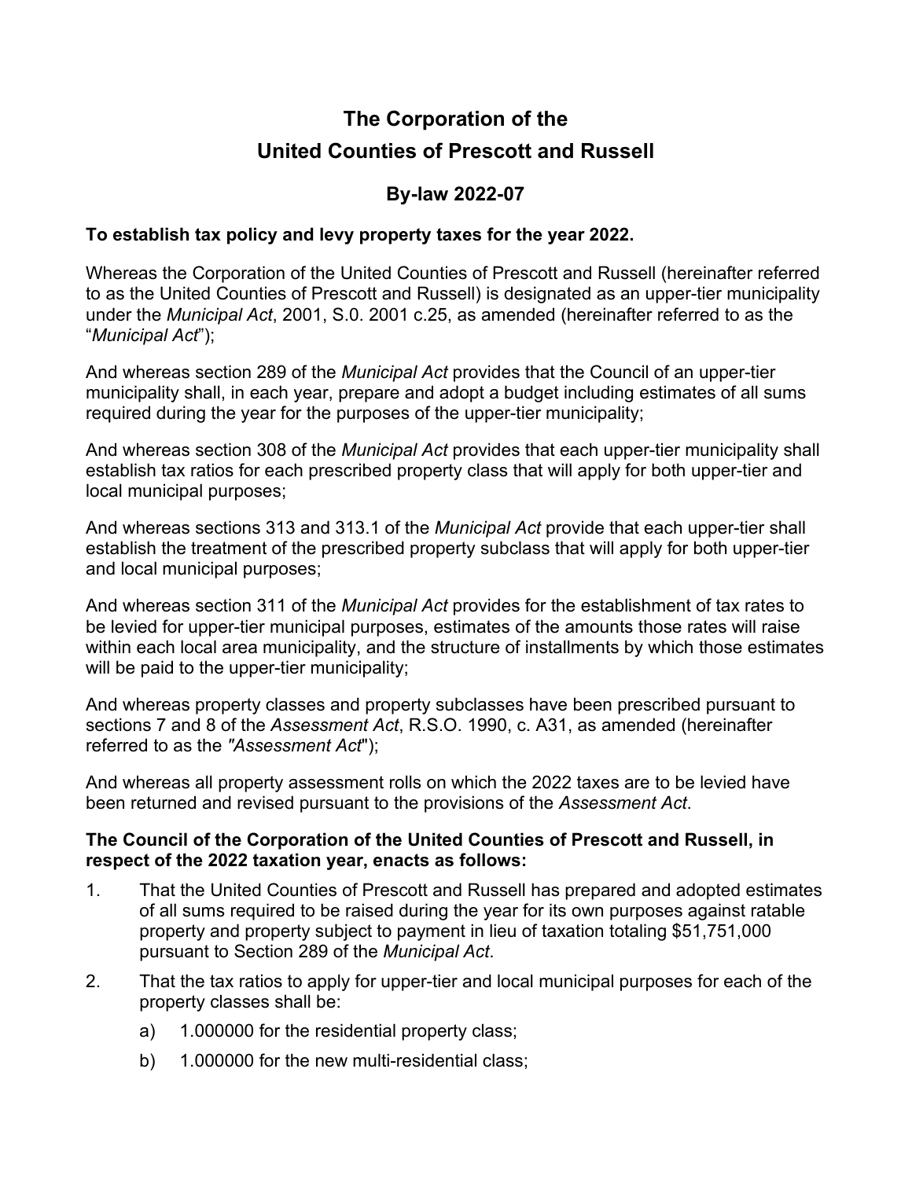# The Corporation of the United Counties of Prescott and Russell

## By-law 2022-07

**To establish tax policy and levy property taxes for the year 2022.**

Whereas the Corporation of the United Counties of Prescott and Russell (hereinafter referred to as the United Counties of Prescott and Russell) is designated as an upper-tier municipality under the *Municipal Act*, 2001, S.0. 2001 c.25, as amended (hereinafter referred to as the "*Municipal Act*");

And whereas section 289 of the *Municipal Act* provides that the Council of an upper-tier municipality shall, in each year, prepare and adopt a budget including estimates of all sums required during the year for the purposes of the upper-tier municipality;

And whereas section 308 of the *Municipal Act* provides that each upper-tier municipality shall establish tax ratios for each prescribed property class that will apply for both upper-tier and local municipal purposes;

And whereas sections 313 and 313.1 of the *Municipal Act* provide that each upper-tier shall establish the treatment of the prescribed property subclass that will apply for both upper-tier and local municipal purposes;

And whereas section 311 of the *Municipal Act* provides for the establishment of tax rates to be levied for upper-tier municipal purposes, estimates of the amounts those rates will raise within each local area municipality, and the structure of installments by which those estimates will be paid to the upper-tier municipality;

And whereas property classes and property subclasses have been prescribed pursuant to sections 7 and 8 of the *Assessment Act*, R.S.O. 1990, c. A31, as amended (hereinafter referred to as the *"Assessment Act"*);

And whereas all property assessment rolls on which the 2022 taxes are to be levied have been returned and revised pursuant to the provisions of the *Assessment Act*.

**The Council of the Corporation of the United Counties of Prescott and Russell, in respect of the 2022 taxation year, enacts as follows:**

1. That the United Counties of Prescott and Russell has prepared and adopted estimates of all sums required to be raised during the year for its own purposes against ratable property and property subject to payment in lieu of taxation totaling $51,751,000 pursuant to Section 289 of the *Municipal Act*.
2. That the tax ratios to apply for upper-tier and local municipal purposes for each of the property classes shall be:
   a) 1.000000 for the residential property class;
   b) 1.000000 for the new multi-residential class;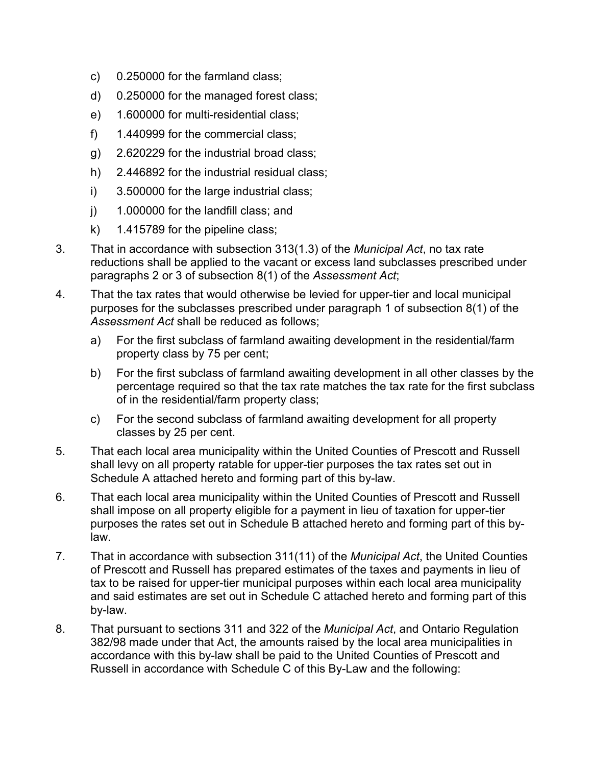c) 0.250000 for the farmland class;

d) 0.250000 for the managed forest class;

e) 1.600000 for multi-residential class;

f) 1.440999 for the commercial class;

g) 2.620229 for the industrial broad class;

h) 2.446892 for the industrial residual class;

i) 3.500000 for the large industrial class;

j) 1.000000 for the landfill class; and

k) 1.415789 for the pipeline class;

3. That in accordance with subsection 313(1.3) of the *Municipal Act*, no tax rate reductions shall be applied to the vacant or excess land subclasses prescribed under paragraphs 2 or 3 of subsection 8(1) of the *Assessment Act*;

4. That the tax rates that would otherwise be levied for upper-tier and local municipal purposes for the subclasses prescribed under paragraph 1 of subsection 8(1) of the *Assessment Act* shall be reduced as follows;

   a) For the first subclass of farmland awaiting development in the residential/farm property class by 75 per cent;

   b) For the first subclass of farmland awaiting development in all other classes by the percentage required so that the tax rate matches the tax rate for the first subclass of in the residential/farm property class;

   c) For the second subclass of farmland awaiting development for all property classes by 25 per cent.

5. That each local area municipality within the United Counties of Prescott and Russell shall levy on all property ratable for upper-tier purposes the tax rates set out in Schedule A attached hereto and forming part of this by-law.

6. That each local area municipality within the United Counties of Prescott and Russell shall impose on all property eligible for a payment in lieu of taxation for upper-tier purposes the rates set out in Schedule B attached hereto and forming part of this by-law.

7. That in accordance with subsection 311(11) of the *Municipal Act*, the United Counties of Prescott and Russell has prepared estimates of the taxes and payments in lieu of tax to be raised for upper-tier municipal purposes within each local area municipality and said estimates are set out in Schedule C attached hereto and forming part of this by-law.

8. That pursuant to sections 311 and 322 of the *Municipal Act*, and Ontario Regulation 382/98 made under that Act, the amounts raised by the local area municipalities in accordance with this by-law shall be paid to the United Counties of Prescott and Russell in accordance with Schedule C of this By-Law and the following: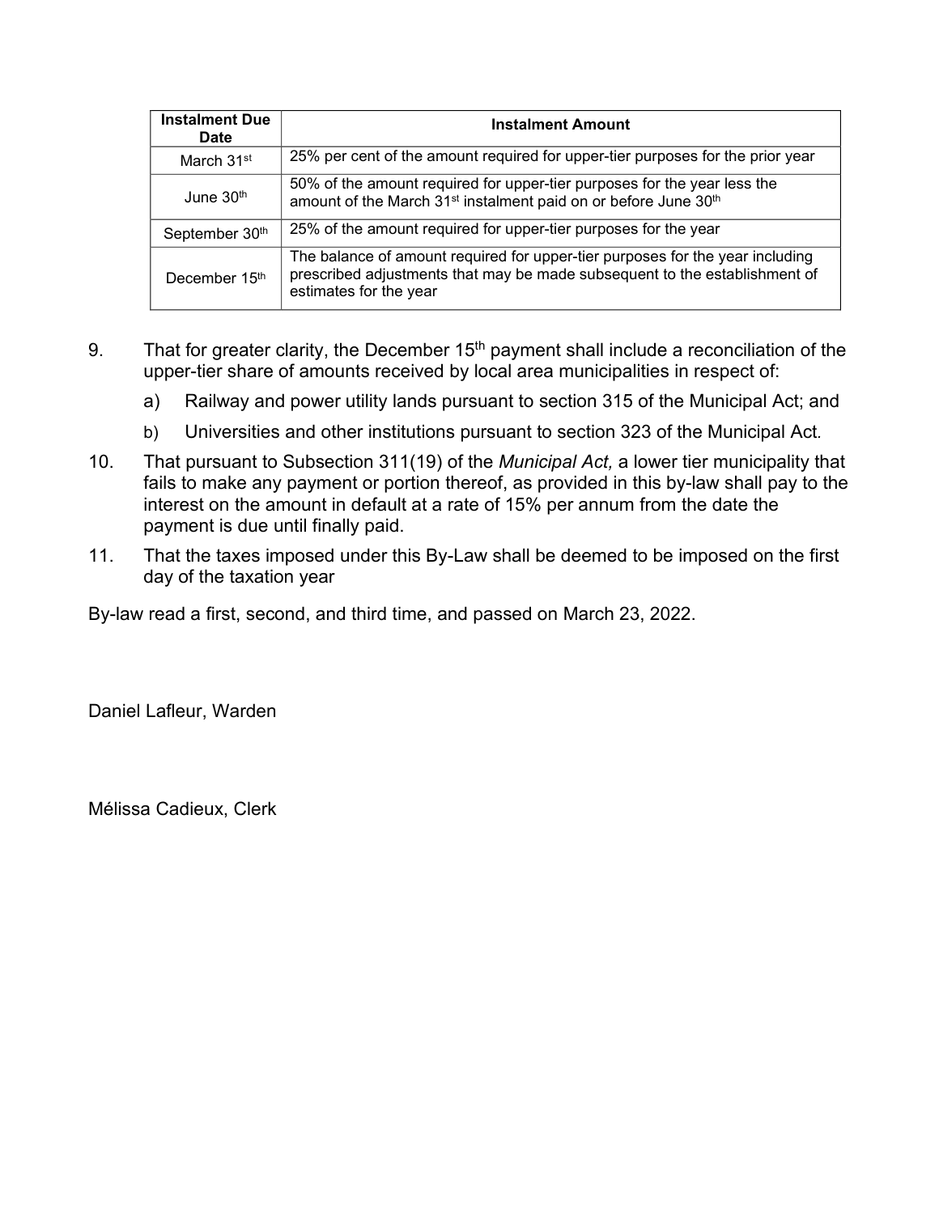| Instalment Due Date | Instalment Amount |
|---|---|
| March 31st | 25% per cent of the amount required for upper-tier purposes for the prior year |
| June 30th | 50% of the amount required for upper-tier purposes for the year less the amount of the March 31st instalment paid on or before June 30th |
| September 30th | 25% of the amount required for upper-tier purposes for the year |
| December 15th | The balance of amount required for upper-tier purposes for the year including prescribed adjustments that may be made subsequent to the establishment of estimates for the year |

9. That for greater clarity, the December 15th payment shall include a reconciliation of the upper-tier share of amounts received by local area municipalities in respect of:

   a) Railway and power utility lands pursuant to section 315 of the Municipal Act; and

   b) Universities and other institutions pursuant to section 323 of the Municipal Act.

10. That pursuant to Subsection 311(19) of the *Municipal Act,* a lower tier municipality that fails to make any payment or portion thereof, as provided in this by-law shall pay to the interest on the amount in default at a rate of 15% per annum from the date the payment is due until finally paid.

11. That the taxes imposed under this By-Law shall be deemed to be imposed on the first day of the taxation year

By-law read a first, second, and third time, and passed on March 23, 2022.

Daniel Lafleur, Warden

Mélissa Cadieux, Clerk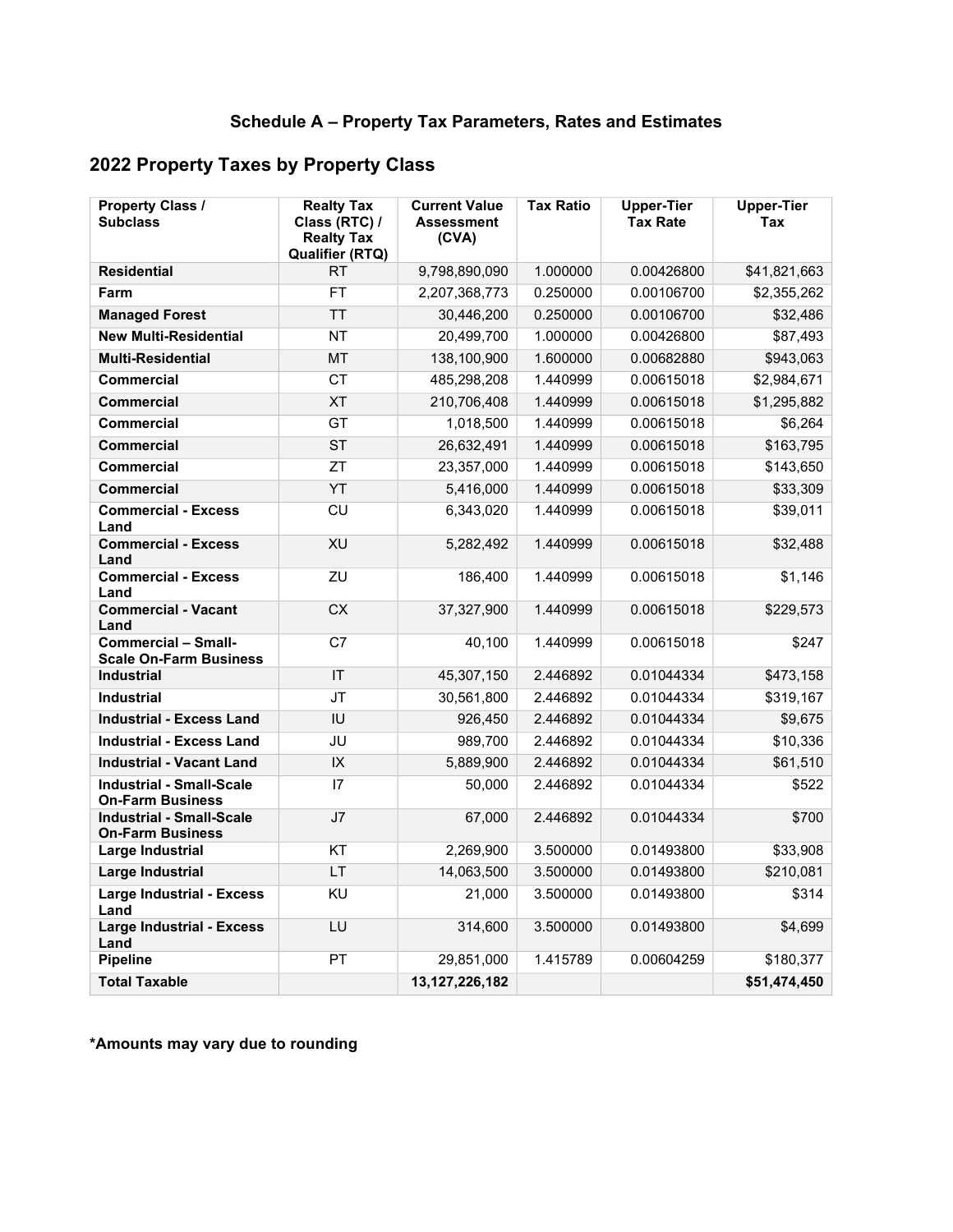### Schedule A – Property Tax Parameters, Rates and Estimates

## 2022 Property Taxes by Property Class

| Property Class / Subclass | Realty Tax Class (RTC) / Realty Tax Qualifier (RTQ) | Current Value Assessment (CVA) | Tax Ratio | Upper-Tier Tax Rate | Upper-Tier Tax |
|---|---|---|---|---|---|
| **Residential** | RT | 9,798,890,090 | 1.000000 | 0.00426800 | $41,821,663 |
| **Farm** | FT | 2,207,368,773 | 0.250000 | 0.00106700 | $2,355,262 |
| **Managed Forest** | TT | 30,446,200 | 0.250000 | 0.00106700 | $32,486 |
| **New Multi-Residential** | NT | 20,499,700 | 1.000000 | 0.00426800 | $87,493 |
| **Multi-Residential** | MT | 138,100,900 | 1.600000 | 0.00682880 | $943,063 |
| **Commercial** | CT | 485,298,208 | 1.440999 | 0.00615018 | $2,984,671 |
| **Commercial** | XT | 210,706,408 | 1.440999 | 0.00615018 | $1,295,882 |
| **Commercial** | GT | 1,018,500 | 1.440999 | 0.00615018 | $6,264 |
| **Commercial** | ST | 26,632,491 | 1.440999 | 0.00615018 | $163,795 |
| **Commercial** | ZT | 23,357,000 | 1.440999 | 0.00615018 | $143,650 |
| **Commercial** | YT | 5,416,000 | 1.440999 | 0.00615018 | $33,309 |
| **Commercial - Excess Land** | CU | 6,343,020 | 1.440999 | 0.00615018 | $39,011 |
| **Commercial - Excess Land** | XU | 5,282,492 | 1.440999 | 0.00615018 | $32,488 |
| **Commercial - Excess Land** | ZU | 186,400 | 1.440999 | 0.00615018 | $1,146 |
| **Commercial - Vacant Land** | CX | 37,327,900 | 1.440999 | 0.00615018 | $229,573 |
| **Commercial – Small-Scale On-Farm Business** | C7 | 40,100 | 1.440999 | 0.00615018 | $247 |
| **Industrial** | IT | 45,307,150 | 2.446892 | 0.01044334 | $473,158 |
| **Industrial** | JT | 30,561,800 | 2.446892 | 0.01044334 | $319,167 |
| **Industrial - Excess Land** | IU | 926,450 | 2.446892 | 0.01044334 | $9,675 |
| **Industrial - Excess Land** | JU | 989,700 | 2.446892 | 0.01044334 | $10,336 |
| **Industrial - Vacant Land** | IX | 5,889,900 | 2.446892 | 0.01044334 | $61,510 |
| **Industrial - Small-Scale On-Farm Business** | I7 | 50,000 | 2.446892 | 0.01044334 | $522 |
| **Industrial - Small-Scale On-Farm Business** | J7 | 67,000 | 2.446892 | 0.01044334 | $700 |
| **Large Industrial** | KT | 2,269,900 | 3.500000 | 0.01493800 | $33,908 |
| **Large Industrial** | LT | 14,063,500 | 3.500000 | 0.01493800 | $210,081 |
| **Large Industrial - Excess Land** | KU | 21,000 | 3.500000 | 0.01493800 | $314 |
| **Large Industrial - Excess Land** | LU | 314,600 | 3.500000 | 0.01493800 | $4,699 |
| **Pipeline** | PT | 29,851,000 | 1.415789 | 0.00604259 | $180,377 |
| **Total Taxable** | | **13,127,226,182** | | | **$51,474,450** |

***Amounts may vary due to rounding**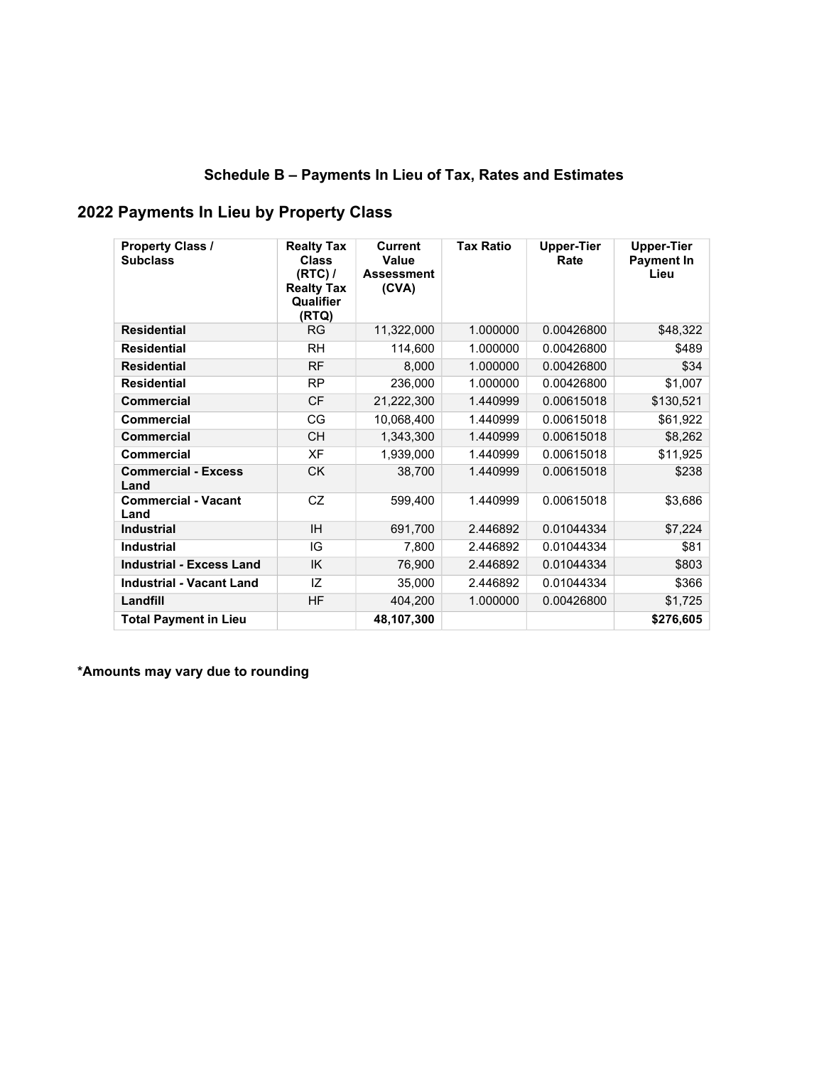## Schedule B – Payments In Lieu of Tax, Rates and Estimates

# 2022 Payments In Lieu by Property Class

| Property Class / Subclass | Realty Tax Class (RTC) / Realty Tax Qualifier (RTQ) | Current Value Assessment (CVA) | Tax Ratio | Upper-Tier Rate | Upper-Tier Payment In Lieu |
|---|---|---|---|---|---|
| **Residential** | RG | 11,322,000 | 1.000000 | 0.00426800 | $48,322 |
| **Residential** | RH | 114,600 | 1.000000 | 0.00426800 | $489 |
| **Residential** | RF | 8,000 | 1.000000 | 0.00426800 | $34 |
| **Residential** | RP | 236,000 | 1.000000 | 0.00426800 | $1,007 |
| **Commercial** | CF | 21,222,300 | 1.440999 | 0.00615018 | $130,521 |
| **Commercial** | CG | 10,068,400 | 1.440999 | 0.00615018 | $61,922 |
| **Commercial** | CH | 1,343,300 | 1.440999 | 0.00615018 | $8,262 |
| **Commercial** | XF | 1,939,000 | 1.440999 | 0.00615018 | $11,925 |
| **Commercial - Excess Land** | CK | 38,700 | 1.440999 | 0.00615018 | $238 |
| **Commercial - Vacant Land** | CZ | 599,400 | 1.440999 | 0.00615018 | $3,686 |
| **Industrial** | IH | 691,700 | 2.446892 | 0.01044334 | $7,224 |
| **Industrial** | IG | 7,800 | 2.446892 | 0.01044334 | $81 |
| **Industrial - Excess Land** | IK | 76,900 | 2.446892 | 0.01044334 | $803 |
| **Industrial - Vacant Land** | IZ | 35,000 | 2.446892 | 0.01044334 | $366 |
| **Landfill** | HF | 404,200 | 1.000000 | 0.00426800 | $1,725 |
| **Total Payment in Lieu** | | **48,107,300** | | | **$276,605** |

**\*Amounts may vary due to rounding**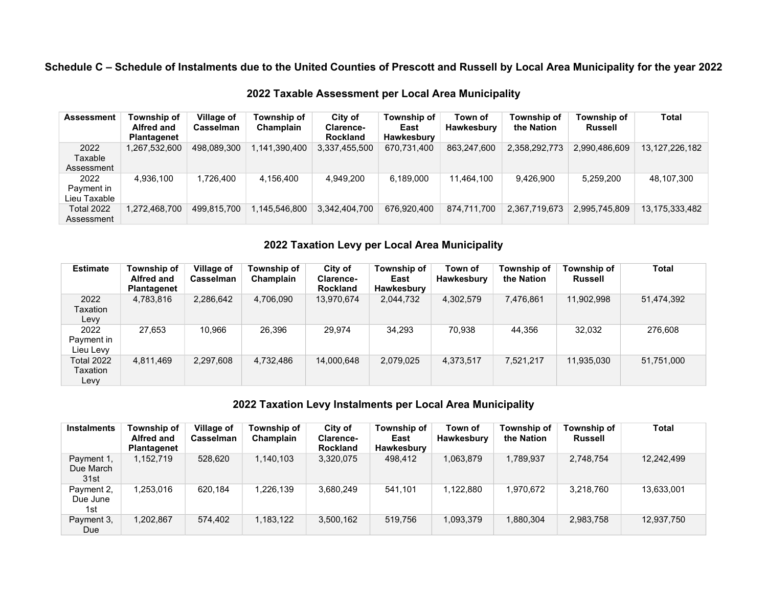### Schedule C – Schedule of Instalments due to the United Counties of Prescott and Russell by Local Area Municipality for the year 2022

#### 2022 Taxable Assessment per Local Area Municipality

| Assessment | Township of Alfred and Plantagenet | Village of Casselman | Township of Champlain | City of Clarence-Rockland | Township of East Hawkesbury | Town of Hawkesbury | Township of the Nation | Township of Russell | Total |
|---|---|---|---|---|---|---|---|---|---|
| 2022 Taxable Assessment | 1,267,532,600 | 498,089,300 | 1,141,390,400 | 3,337,455,500 | 670,731,400 | 863,247,600 | 2,358,292,773 | 2,990,486,609 | 13,127,226,182 |
| 2022 Payment in Lieu Taxable | 4,936,100 | 1,726,400 | 4,156,400 | 4,949,200 | 6,189,000 | 11,464,100 | 9,426,900 | 5,259,200 | 48,107,300 |
| Total 2022 Assessment | 1,272,468,700 | 499,815,700 | 1,145,546,800 | 3,342,404,700 | 676,920,400 | 874,711,700 | 2,367,719,673 | 2,995,745,809 | 13,175,333,482 |

#### 2022 Taxation Levy per Local Area Municipality

| Estimate | Township of Alfred and Plantagenet | Village of Casselman | Township of Champlain | City of Clarence-Rockland | Township of East Hawkesbury | Town of Hawkesbury | Township of the Nation | Township of Russell | Total |
|---|---|---|---|---|---|---|---|---|---|
| 2022 Taxation Levy | 4,783,816 | 2,286,642 | 4,706,090 | 13,970,674 | 2,044,732 | 4,302,579 | 7,476,861 | 11,902,998 | 51,474,392 |
| 2022 Payment in Lieu Levy | 27,653 | 10,966 | 26,396 | 29,974 | 34,293 | 70,938 | 44,356 | 32,032 | 276,608 |
| Total 2022 Taxation Levy | 4,811,469 | 2,297,608 | 4,732,486 | 14,000,648 | 2,079,025 | 4,373,517 | 7,521,217 | 11,935,030 | 51,751,000 |

#### 2022 Taxation Levy Instalments per Local Area Municipality

| Instalments | Township of Alfred and Plantagenet | Village of Casselman | Township of Champlain | City of Clarence-Rockland | Township of East Hawkesbury | Town of Hawkesbury | Township of the Nation | Township of Russell | Total |
|---|---|---|---|---|---|---|---|---|---|
| Payment 1, Due March 31st | 1,152,719 | 528,620 | 1,140,103 | 3,320,075 | 498,412 | 1,063,879 | 1,789,937 | 2,748,754 | 12,242,499 |
| Payment 2, Due June 1st | 1,253,016 | 620,184 | 1,226,139 | 3,680,249 | 541,101 | 1,122,880 | 1,970,672 | 3,218,760 | 13,633,001 |
| Payment 3, Due | 1,202,867 | 574,402 | 1,183,122 | 3,500,162 | 519,756 | 1,093,379 | 1,880,304 | 2,983,758 | 12,937,750 |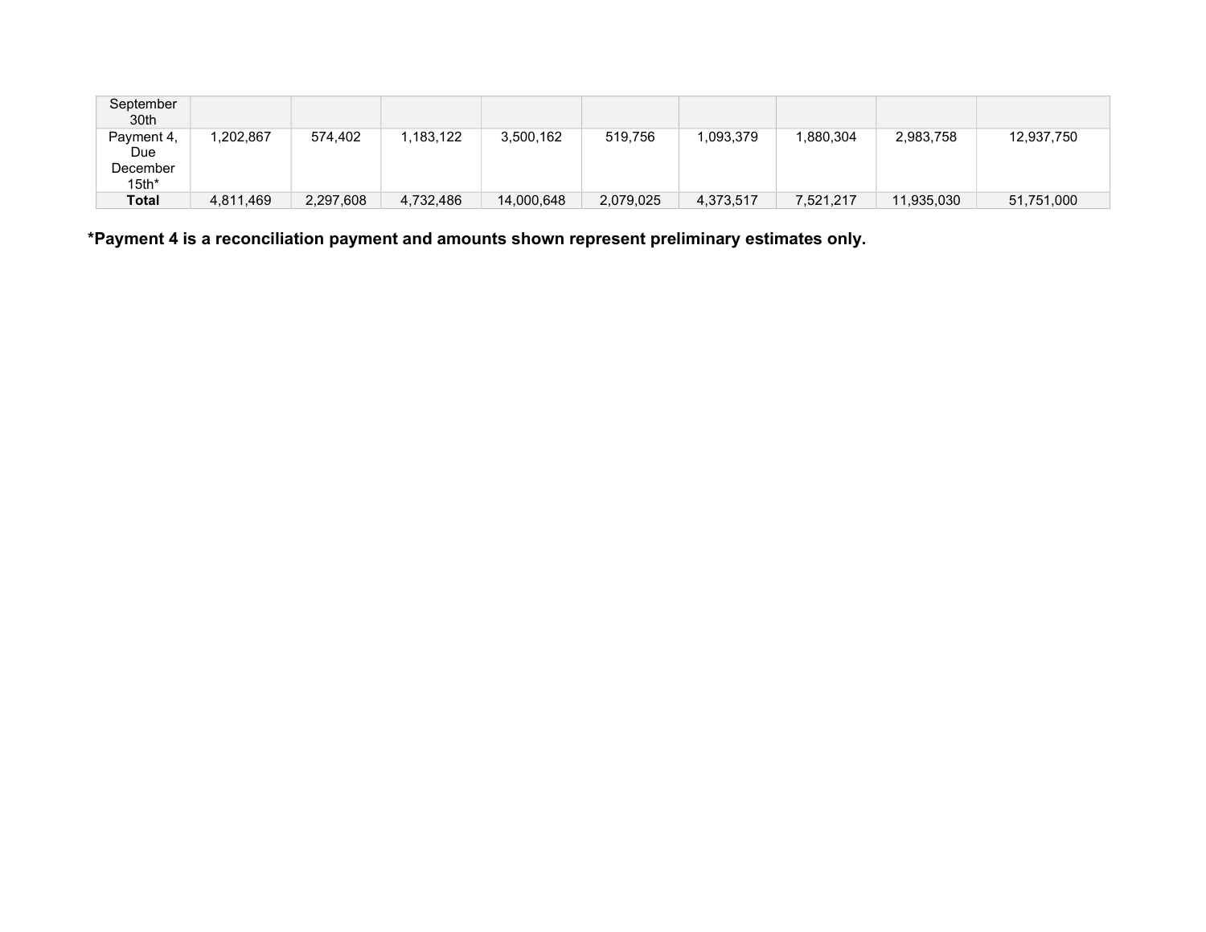| | | | | | | | | | |
|---|---|---|---|---|---|---|---|---|---|
| September 30th | | | | | | | | | |
| Payment 4, Due December 15th* | 1,202,867 | 574,402 | 1,183,122 | 3,500,162 | 519,756 | 1,093,379 | 1,880,304 | 2,983,758 | 12,937,750 |
| **Total** | 4,811,469 | 2,297,608 | 4,732,486 | 14,000,648 | 2,079,025 | 4,373,517 | 7,521,217 | 11,935,030 | 51,751,000 |

**\*Payment 4 is a reconciliation payment and amounts shown represent preliminary estimates only.**